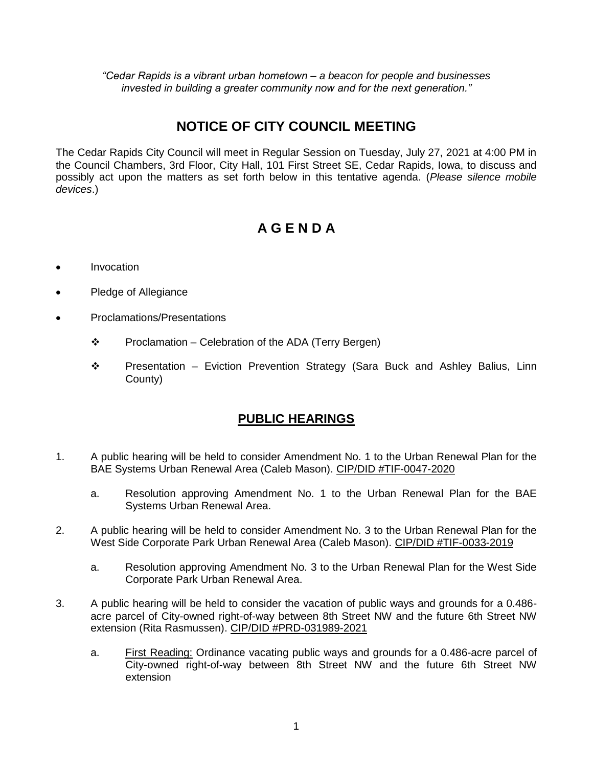*"Cedar Rapids is a vibrant urban hometown – a beacon for people and businesses invested in building a greater community now and for the next generation."*

# NOTICE OF CITY COUNCIL MEETING

The Cedar Rapids City Council will meet in Regular Session on Tuesday, July 27, 2021 at 4:00 PM in the Council Chambers, 3rd Floor, City Hall, 101 First Street SE, Cedar Rapids, Iowa, to discuss and possibly act upon the matters as set forth below in this tentative agenda. (*Please silence mobile devices*.)

# A G E N D A

- Invocation
- Pledge of Allegiance
- Proclamations/Presentations
  - Proclamation – Celebration of the ADA (Terry Bergen)
  - Presentation – Eviction Prevention Strategy (Sara Buck and Ashley Balius, Linn County)

## PUBLIC HEARINGS

1. A public hearing will be held to consider Amendment No. 1 to the Urban Renewal Plan for the BAE Systems Urban Renewal Area (Caleb Mason). CIP/DID #TIF-0047-2020

   a. Resolution approving Amendment No. 1 to the Urban Renewal Plan for the BAE Systems Urban Renewal Area.

2. A public hearing will be held to consider Amendment No. 3 to the Urban Renewal Plan for the West Side Corporate Park Urban Renewal Area (Caleb Mason). CIP/DID #TIF-0033-2019

   a. Resolution approving Amendment No. 3 to the Urban Renewal Plan for the West Side Corporate Park Urban Renewal Area.

3. A public hearing will be held to consider the vacation of public ways and grounds for a 0.486-acre parcel of City-owned right-of-way between 8th Street NW and the future 6th Street NW extension (Rita Rasmussen). CIP/DID #PRD-031989-2021

   a. First Reading: Ordinance vacating public ways and grounds for a 0.486-acre parcel of City-owned right-of-way between 8th Street NW and the future 6th Street NW extension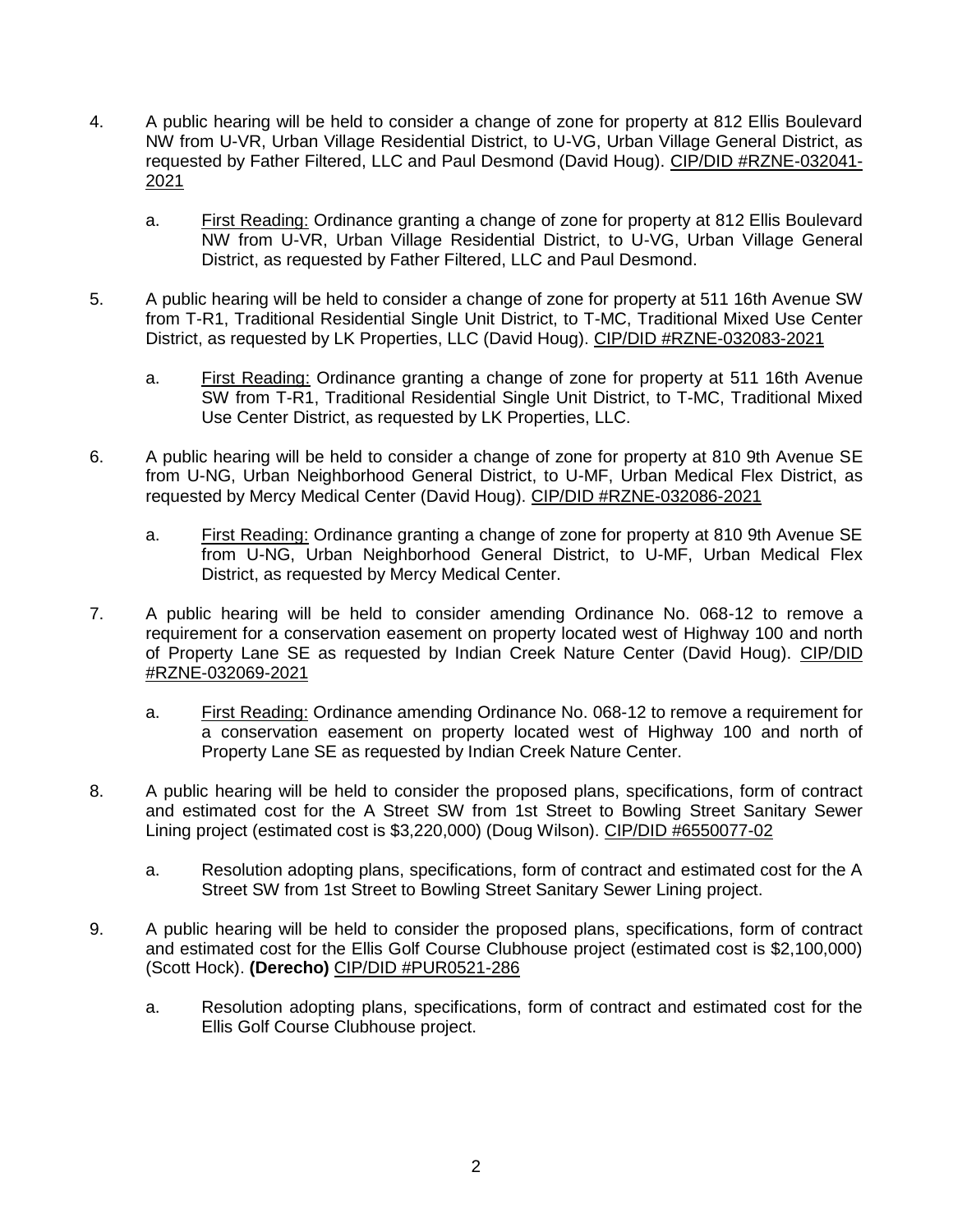4. A public hearing will be held to consider a change of zone for property at 812 Ellis Boulevard NW from U-VR, Urban Village Residential District, to U-VG, Urban Village General District, as requested by Father Filtered, LLC and Paul Desmond (David Houg). CIP/DID #RZNE-032041-2021

   a. First Reading: Ordinance granting a change of zone for property at 812 Ellis Boulevard NW from U-VR, Urban Village Residential District, to U-VG, Urban Village General District, as requested by Father Filtered, LLC and Paul Desmond.

5. A public hearing will be held to consider a change of zone for property at 511 16th Avenue SW from T-R1, Traditional Residential Single Unit District, to T-MC, Traditional Mixed Use Center District, as requested by LK Properties, LLC (David Houg). CIP/DID #RZNE-032083-2021

   a. First Reading: Ordinance granting a change of zone for property at 511 16th Avenue SW from T-R1, Traditional Residential Single Unit District, to T-MC, Traditional Mixed Use Center District, as requested by LK Properties, LLC.

6. A public hearing will be held to consider a change of zone for property at 810 9th Avenue SE from U-NG, Urban Neighborhood General District, to U-MF, Urban Medical Flex District, as requested by Mercy Medical Center (David Houg). CIP/DID #RZNE-032086-2021

   a. First Reading: Ordinance granting a change of zone for property at 810 9th Avenue SE from U-NG, Urban Neighborhood General District, to U-MF, Urban Medical Flex District, as requested by Mercy Medical Center.

7. A public hearing will be held to consider amending Ordinance No. 068-12 to remove a requirement for a conservation easement on property located west of Highway 100 and north of Property Lane SE as requested by Indian Creek Nature Center (David Houg). CIP/DID #RZNE-032069-2021

   a. First Reading: Ordinance amending Ordinance No. 068-12 to remove a requirement for a conservation easement on property located west of Highway 100 and north of Property Lane SE as requested by Indian Creek Nature Center.

8. A public hearing will be held to consider the proposed plans, specifications, form of contract and estimated cost for the A Street SW from 1st Street to Bowling Street Sanitary Sewer Lining project (estimated cost is $3,220,000) (Doug Wilson). CIP/DID #6550077-02

   a. Resolution adopting plans, specifications, form of contract and estimated cost for the A Street SW from 1st Street to Bowling Street Sanitary Sewer Lining project.

9. A public hearing will be held to consider the proposed plans, specifications, form of contract and estimated cost for the Ellis Golf Course Clubhouse project (estimated cost is $2,100,000) (Scott Hock). **(Derecho)** CIP/DID #PUR0521-286

   a. Resolution adopting plans, specifications, form of contract and estimated cost for the Ellis Golf Course Clubhouse project.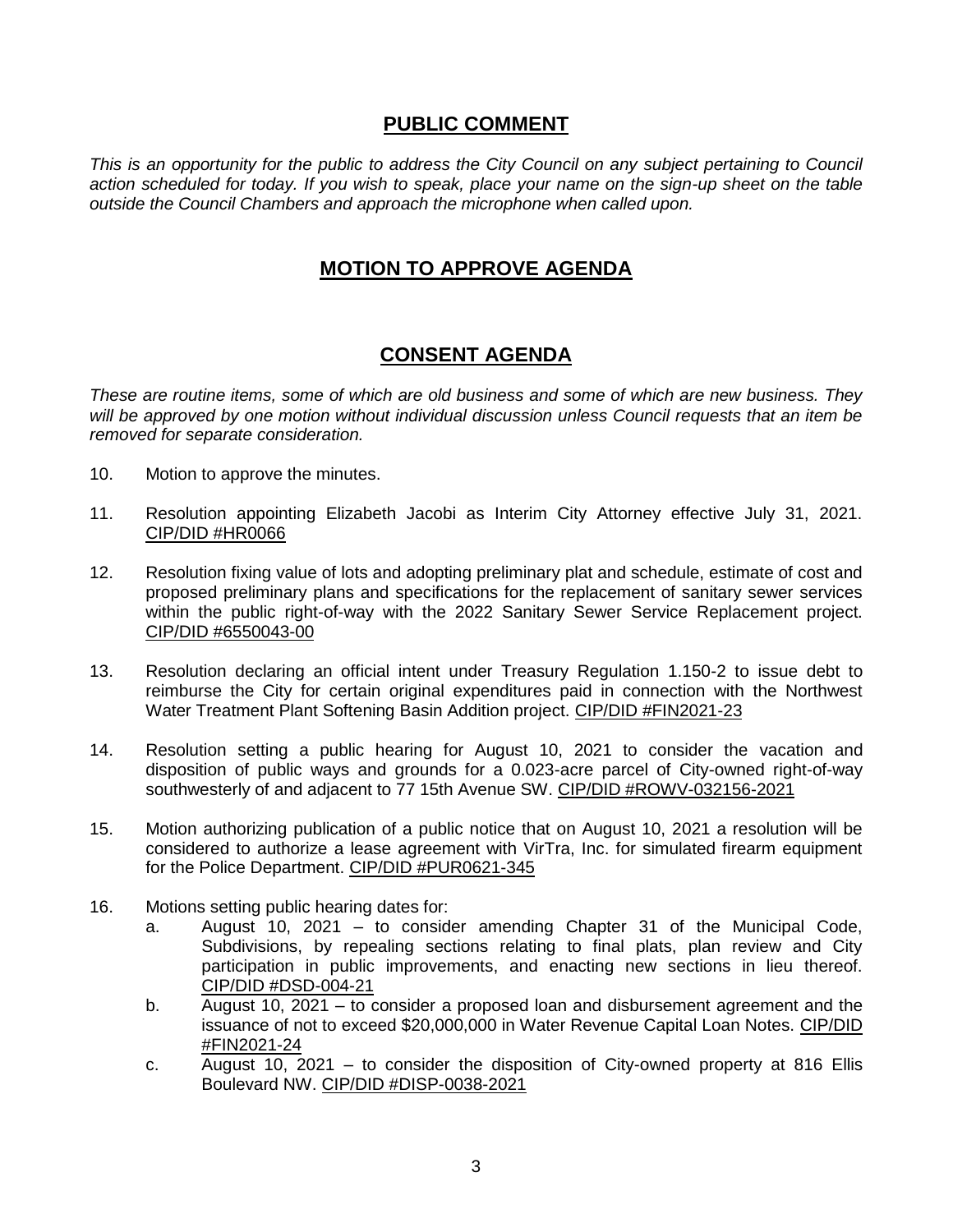## PUBLIC COMMENT

*This is an opportunity for the public to address the City Council on any subject pertaining to Council action scheduled for today. If you wish to speak, place your name on the sign-up sheet on the table outside the Council Chambers and approach the microphone when called upon.*

## MOTION TO APPROVE AGENDA

## CONSENT AGENDA

*These are routine items, some of which are old business and some of which are new business. They will be approved by one motion without individual discussion unless Council requests that an item be removed for separate consideration.*

10. Motion to approve the minutes.

11. Resolution appointing Elizabeth Jacobi as Interim City Attorney effective July 31, 2021. CIP/DID #HR0066

12. Resolution fixing value of lots and adopting preliminary plat and schedule, estimate of cost and proposed preliminary plans and specifications for the replacement of sanitary sewer services within the public right-of-way with the 2022 Sanitary Sewer Service Replacement project. CIP/DID #6550043-00

13. Resolution declaring an official intent under Treasury Regulation 1.150-2 to issue debt to reimburse the City for certain original expenditures paid in connection with the Northwest Water Treatment Plant Softening Basin Addition project. CIP/DID #FIN2021-23

14. Resolution setting a public hearing for August 10, 2021 to consider the vacation and disposition of public ways and grounds for a 0.023-acre parcel of City-owned right-of-way southwesterly of and adjacent to 77 15th Avenue SW. CIP/DID #ROWV-032156-2021

15. Motion authorizing publication of a public notice that on August 10, 2021 a resolution will be considered to authorize a lease agreement with VirTra, Inc. for simulated firearm equipment for the Police Department. CIP/DID #PUR0621-345

16. Motions setting public hearing dates for:
    a. August 10, 2021 – to consider amending Chapter 31 of the Municipal Code, Subdivisions, by repealing sections relating to final plats, plan review and City participation in public improvements, and enacting new sections in lieu thereof. CIP/DID #DSD-004-21
    b. August 10, 2021 – to consider a proposed loan and disbursement agreement and the issuance of not to exceed $20,000,000 in Water Revenue Capital Loan Notes. CIP/DID #FIN2021-24
    c. August 10, 2021 – to consider the disposition of City-owned property at 816 Ellis Boulevard NW. CIP/DID #DISP-0038-2021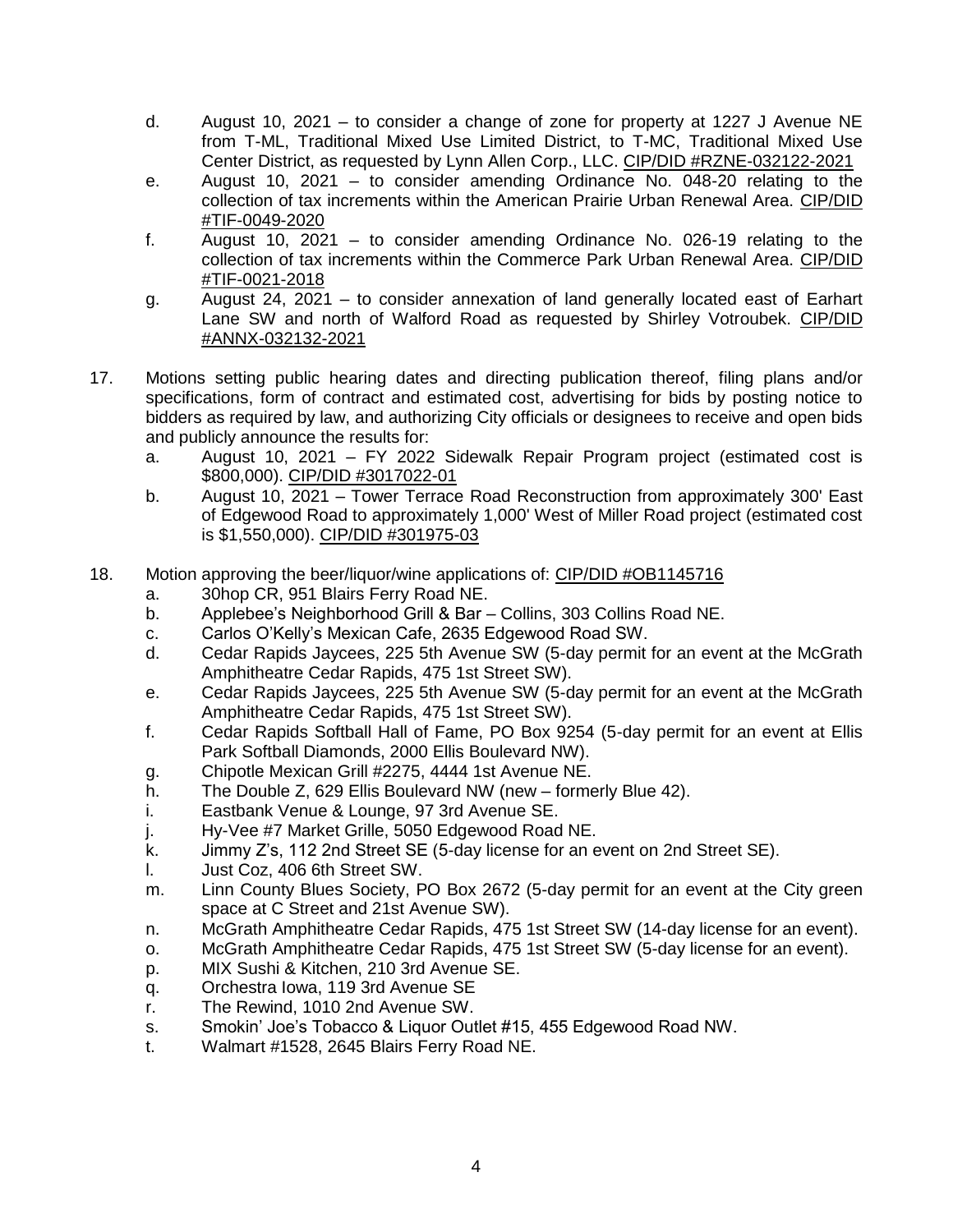d. August 10, 2021 – to consider a change of zone for property at 1227 J Avenue NE from T-ML, Traditional Mixed Use Limited District, to T-MC, Traditional Mixed Use Center District, as requested by Lynn Allen Corp., LLC. CIP/DID #RZNE-032122-2021
   e. August 10, 2021 – to consider amending Ordinance No. 048-20 relating to the collection of tax increments within the American Prairie Urban Renewal Area. CIP/DID #TIF-0049-2020
   f. August 10, 2021 – to consider amending Ordinance No. 026-19 relating to the collection of tax increments within the Commerce Park Urban Renewal Area. CIP/DID #TIF-0021-2018
   g. August 24, 2021 – to consider annexation of land generally located east of Earhart Lane SW and north of Walford Road as requested by Shirley Votroubek. CIP/DID #ANNX-032132-2021

17. Motions setting public hearing dates and directing publication thereof, filing plans and/or specifications, form of contract and estimated cost, advertising for bids by posting notice to bidders as required by law, and authorizing City officials or designees to receive and open bids and publicly announce the results for:
   a. August 10, 2021 – FY 2022 Sidewalk Repair Program project (estimated cost is $800,000). CIP/DID #3017022-01
   b. August 10, 2021 – Tower Terrace Road Reconstruction from approximately 300' East of Edgewood Road to approximately 1,000' West of Miller Road project (estimated cost is $1,550,000). CIP/DID #301975-03

18. Motion approving the beer/liquor/wine applications of: CIP/DID #OB1145716
   a. 30hop CR, 951 Blairs Ferry Road NE.
   b. Applebee's Neighborhood Grill & Bar – Collins, 303 Collins Road NE.
   c. Carlos O'Kelly's Mexican Cafe, 2635 Edgewood Road SW.
   d. Cedar Rapids Jaycees, 225 5th Avenue SW (5-day permit for an event at the McGrath Amphitheatre Cedar Rapids, 475 1st Street SW).
   e. Cedar Rapids Jaycees, 225 5th Avenue SW (5-day permit for an event at the McGrath Amphitheatre Cedar Rapids, 475 1st Street SW).
   f. Cedar Rapids Softball Hall of Fame, PO Box 9254 (5-day permit for an event at Ellis Park Softball Diamonds, 2000 Ellis Boulevard NW).
   g. Chipotle Mexican Grill #2275, 4444 1st Avenue NE.
   h. The Double Z, 629 Ellis Boulevard NW (new – formerly Blue 42).
   i. Eastbank Venue & Lounge, 97 3rd Avenue SE.
   j. Hy-Vee #7 Market Grille, 5050 Edgewood Road NE.
   k. Jimmy Z's, 112 2nd Street SE (5-day license for an event on 2nd Street SE).
   l. Just Coz, 406 6th Street SW.
   m. Linn County Blues Society, PO Box 2672 (5-day permit for an event at the City green space at C Street and 21st Avenue SW).
   n. McGrath Amphitheatre Cedar Rapids, 475 1st Street SW (14-day license for an event).
   o. McGrath Amphitheatre Cedar Rapids, 475 1st Street SW (5-day license for an event).
   p. MIX Sushi & Kitchen, 210 3rd Avenue SE.
   q. Orchestra Iowa, 119 3rd Avenue SE
   r. The Rewind, 1010 2nd Avenue SW.
   s. Smokin' Joe's Tobacco & Liquor Outlet #15, 455 Edgewood Road NW.
   t. Walmart #1528, 2645 Blairs Ferry Road NE.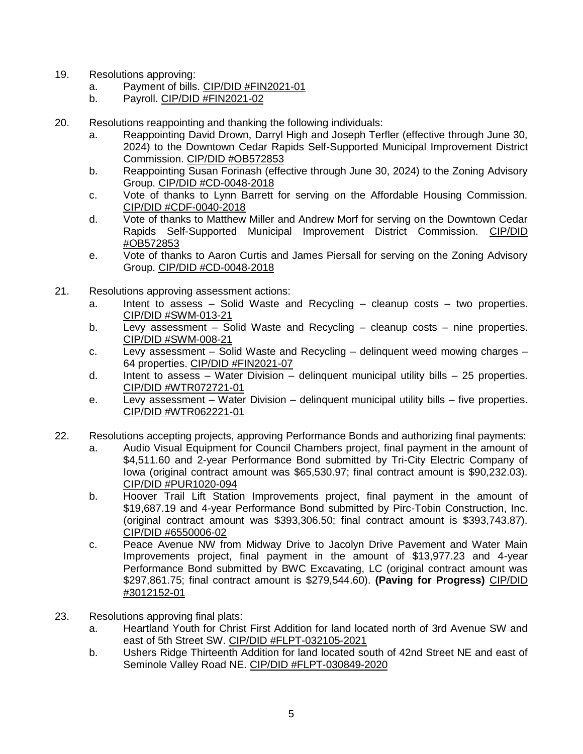19. Resolutions approving:
    a. Payment of bills. CIP/DID #FIN2021-01
    b. Payroll. CIP/DID #FIN2021-02

20. Resolutions reappointing and thanking the following individuals:
    a. Reappointing David Drown, Darryl High and Joseph Terfler (effective through June 30, 2024) to the Downtown Cedar Rapids Self-Supported Municipal Improvement District Commission. CIP/DID #OB572853
    b. Reappointing Susan Forinash (effective through June 30, 2024) to the Zoning Advisory Group. CIP/DID #CD-0048-2018
    c. Vote of thanks to Lynn Barrett for serving on the Affordable Housing Commission. CIP/DID #CDF-0040-2018
    d. Vote of thanks to Matthew Miller and Andrew Morf for serving on the Downtown Cedar Rapids Self-Supported Municipal Improvement District Commission. CIP/DID #OB572853
    e. Vote of thanks to Aaron Curtis and James Piersall for serving on the Zoning Advisory Group. CIP/DID #CD-0048-2018

21. Resolutions approving assessment actions:
    a. Intent to assess – Solid Waste and Recycling – cleanup costs – two properties. CIP/DID #SWM-013-21
    b. Levy assessment – Solid Waste and Recycling – cleanup costs – nine properties. CIP/DID #SWM-008-21
    c. Levy assessment – Solid Waste and Recycling – delinquent weed mowing charges – 64 properties. CIP/DID #FIN2021-07
    d. Intent to assess – Water Division – delinquent municipal utility bills – 25 properties. CIP/DID #WTR072721-01
    e. Levy assessment – Water Division – delinquent municipal utility bills – five properties. CIP/DID #WTR062221-01

22. Resolutions accepting projects, approving Performance Bonds and authorizing final payments:
    a. Audio Visual Equipment for Council Chambers project, final payment in the amount of $4,511.60 and 2-year Performance Bond submitted by Tri-City Electric Company of Iowa (original contract amount was $65,530.97; final contract amount is $90,232.03). CIP/DID #PUR1020-094
    b. Hoover Trail Lift Station Improvements project, final payment in the amount of $19,687.19 and 4-year Performance Bond submitted by Pirc-Tobin Construction, Inc. (original contract amount was $393,306.50; final contract amount is $393,743.87). CIP/DID #6550006-02
    c. Peace Avenue NW from Midway Drive to Jacolyn Drive Pavement and Water Main Improvements project, final payment in the amount of $13,977.23 and 4-year Performance Bond submitted by BWC Excavating, LC (original contract amount was $297,861.75; final contract amount is $279,544.60). **(Paving for Progress)** CIP/DID #3012152-01

23. Resolutions approving final plats:
    a. Heartland Youth for Christ First Addition for land located north of 3rd Avenue SW and east of 5th Street SW. CIP/DID #FLPT-032105-2021
    b. Ushers Ridge Thirteenth Addition for land located south of 42nd Street NE and east of Seminole Valley Road NE. CIP/DID #FLPT-030849-2020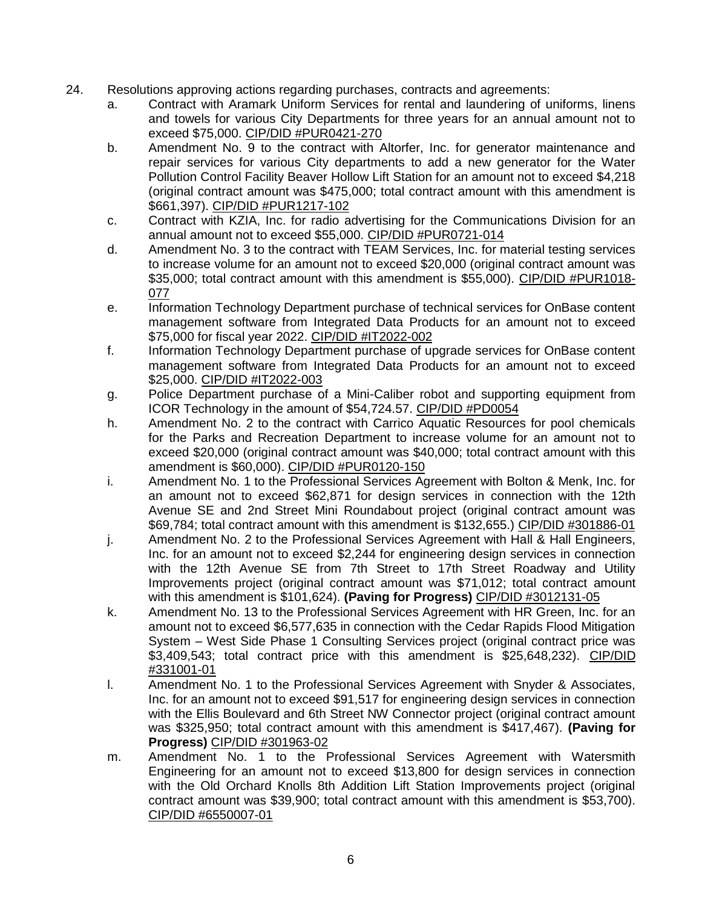24. Resolutions approving actions regarding purchases, contracts and agreements:
    a. Contract with Aramark Uniform Services for rental and laundering of uniforms, linens and towels for various City Departments for three years for an annual amount not to exceed $75,000. CIP/DID #PUR0421-270
    b. Amendment No. 9 to the contract with Altorfer, Inc. for generator maintenance and repair services for various City departments to add a new generator for the Water Pollution Control Facility Beaver Hollow Lift Station for an amount not to exceed $4,218 (original contract amount was $475,000; total contract amount with this amendment is $661,397). CIP/DID #PUR1217-102
    c. Contract with KZIA, Inc. for radio advertising for the Communications Division for an annual amount not to exceed $55,000. CIP/DID #PUR0721-014
    d. Amendment No. 3 to the contract with TEAM Services, Inc. for material testing services to increase volume for an amount not to exceed $20,000 (original contract amount was $35,000; total contract amount with this amendment is $55,000). CIP/DID #PUR1018-077
    e. Information Technology Department purchase of technical services for OnBase content management software from Integrated Data Products for an amount not to exceed $75,000 for fiscal year 2022. CIP/DID #IT2022-002
    f. Information Technology Department purchase of upgrade services for OnBase content management software from Integrated Data Products for an amount not to exceed $25,000. CIP/DID #IT2022-003
    g. Police Department purchase of a Mini-Caliber robot and supporting equipment from ICOR Technology in the amount of $54,724.57. CIP/DID #PD0054
    h. Amendment No. 2 to the contract with Carrico Aquatic Resources for pool chemicals for the Parks and Recreation Department to increase volume for an amount not to exceed $20,000 (original contract amount was $40,000; total contract amount with this amendment is $60,000). CIP/DID #PUR0120-150
    i. Amendment No. 1 to the Professional Services Agreement with Bolton & Menk, Inc. for an amount not to exceed $62,871 for design services in connection with the 12th Avenue SE and 2nd Street Mini Roundabout project (original contract amount was $69,784; total contract amount with this amendment is $132,655.) CIP/DID #301886-01
    j. Amendment No. 2 to the Professional Services Agreement with Hall & Hall Engineers, Inc. for an amount not to exceed $2,244 for engineering design services in connection with the 12th Avenue SE from 7th Street to 17th Street Roadway and Utility Improvements project (original contract amount was $71,012; total contract amount with this amendment is $101,624). **(Paving for Progress)** CIP/DID #3012131-05
    k. Amendment No. 13 to the Professional Services Agreement with HR Green, Inc. for an amount not to exceed $6,577,635 in connection with the Cedar Rapids Flood Mitigation System – West Side Phase 1 Consulting Services project (original contract price was $3,409,543; total contract price with this amendment is $25,648,232). CIP/DID #331001-01
    l. Amendment No. 1 to the Professional Services Agreement with Snyder & Associates, Inc. for an amount not to exceed $91,517 for engineering design services in connection with the Ellis Boulevard and 6th Street NW Connector project (original contract amount was $325,950; total contract amount with this amendment is $417,467). **(Paving for Progress)** CIP/DID #301963-02
    m. Amendment No. 1 to the Professional Services Agreement with Watersmith Engineering for an amount not to exceed $13,800 for design services in connection with the Old Orchard Knolls 8th Addition Lift Station Improvements project (original contract amount was $39,900; total contract amount with this amendment is $53,700). CIP/DID #6550007-01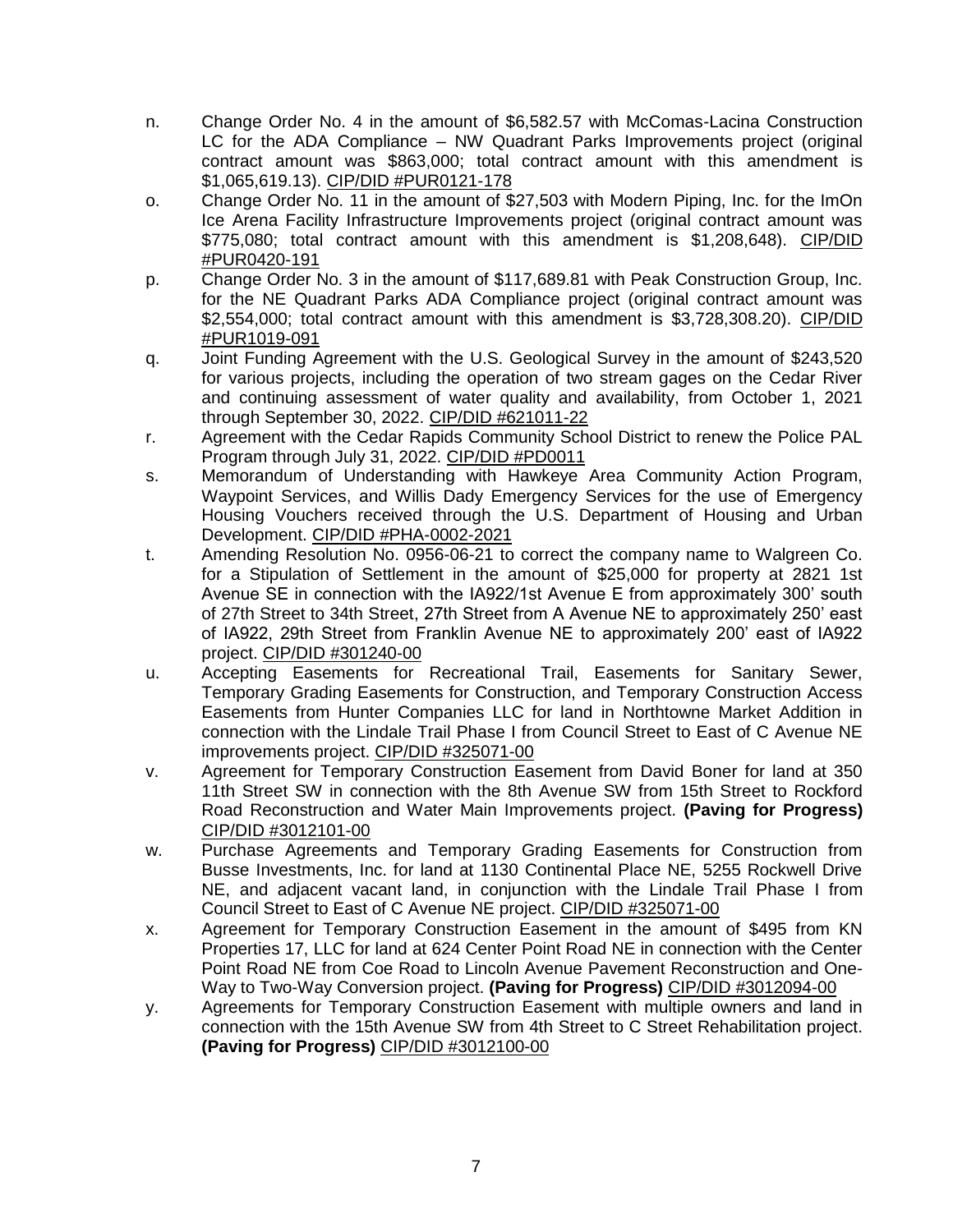n. Change Order No. 4 in the amount of $6,582.57 with McComas-Lacina Construction LC for the ADA Compliance – NW Quadrant Parks Improvements project (original contract amount was $863,000; total contract amount with this amendment is $1,065,619.13). CIP/DID #PUR0121-178

o. Change Order No. 11 in the amount of $27,503 with Modern Piping, Inc. for the ImOn Ice Arena Facility Infrastructure Improvements project (original contract amount was $775,080; total contract amount with this amendment is $1,208,648). CIP/DID #PUR0420-191

p. Change Order No. 3 in the amount of $117,689.81 with Peak Construction Group, Inc. for the NE Quadrant Parks ADA Compliance project (original contract amount was $2,554,000; total contract amount with this amendment is $3,728,308.20). CIP/DID #PUR1019-091

q. Joint Funding Agreement with the U.S. Geological Survey in the amount of $243,520 for various projects, including the operation of two stream gages on the Cedar River and continuing assessment of water quality and availability, from October 1, 2021 through September 30, 2022. CIP/DID #621011-22

r. Agreement with the Cedar Rapids Community School District to renew the Police PAL Program through July 31, 2022. CIP/DID #PD0011

s. Memorandum of Understanding with Hawkeye Area Community Action Program, Waypoint Services, and Willis Dady Emergency Services for the use of Emergency Housing Vouchers received through the U.S. Department of Housing and Urban Development. CIP/DID #PHA-0002-2021

t. Amending Resolution No. 0956-06-21 to correct the company name to Walgreen Co. for a Stipulation of Settlement in the amount of $25,000 for property at 2821 1st Avenue SE in connection with the IA922/1st Avenue E from approximately 300' south of 27th Street to 34th Street, 27th Street from A Avenue NE to approximately 250' east of IA922, 29th Street from Franklin Avenue NE to approximately 200' east of IA922 project. CIP/DID #301240-00

u. Accepting Easements for Recreational Trail, Easements for Sanitary Sewer, Temporary Grading Easements for Construction, and Temporary Construction Access Easements from Hunter Companies LLC for land in Northtowne Market Addition in connection with the Lindale Trail Phase I from Council Street to East of C Avenue NE improvements project. CIP/DID #325071-00

v. Agreement for Temporary Construction Easement from David Boner for land at 350 11th Street SW in connection with the 8th Avenue SW from 15th Street to Rockford Road Reconstruction and Water Main Improvements project. **(Paving for Progress)** CIP/DID #3012101-00

w. Purchase Agreements and Temporary Grading Easements for Construction from Busse Investments, Inc. for land at 1130 Continental Place NE, 5255 Rockwell Drive NE, and adjacent vacant land, in conjunction with the Lindale Trail Phase I from Council Street to East of C Avenue NE project. CIP/DID #325071-00

x. Agreement for Temporary Construction Easement in the amount of $495 from KN Properties 17, LLC for land at 624 Center Point Road NE in connection with the Center Point Road NE from Coe Road to Lincoln Avenue Pavement Reconstruction and One-Way to Two-Way Conversion project. **(Paving for Progress)** CIP/DID #3012094-00

y. Agreements for Temporary Construction Easement with multiple owners and land in connection with the 15th Avenue SW from 4th Street to C Street Rehabilitation project. **(Paving for Progress)** CIP/DID #3012100-00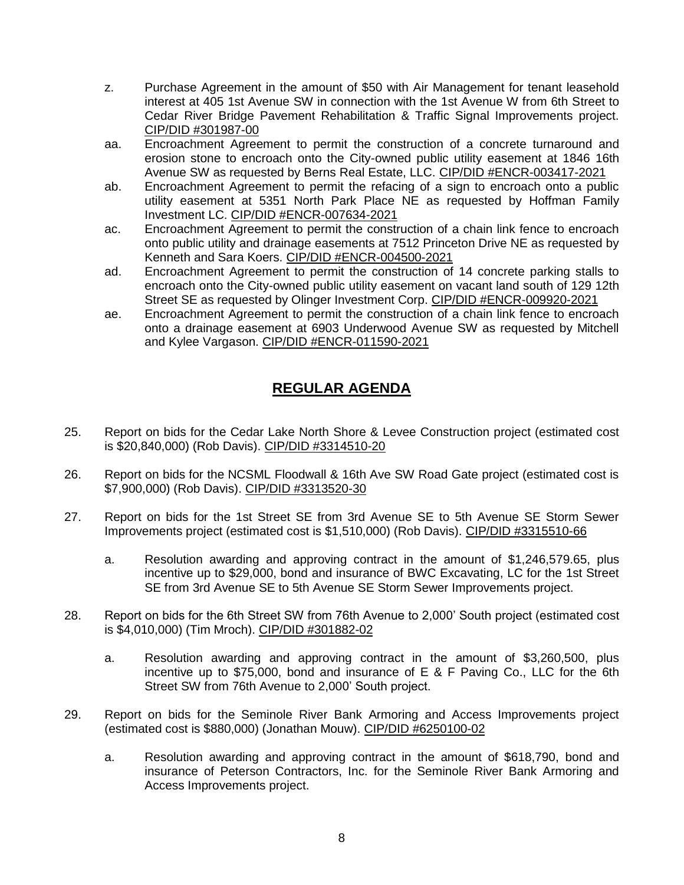z. Purchase Agreement in the amount of $50 with Air Management for tenant leasehold interest at 405 1st Avenue SW in connection with the 1st Avenue W from 6th Street to Cedar River Bridge Pavement Rehabilitation & Traffic Signal Improvements project. CIP/DID #301987-00

aa. Encroachment Agreement to permit the construction of a concrete turnaround and erosion stone to encroach onto the City-owned public utility easement at 1846 16th Avenue SW as requested by Berns Real Estate, LLC. CIP/DID #ENCR-003417-2021

ab. Encroachment Agreement to permit the refacing of a sign to encroach onto a public utility easement at 5351 North Park Place NE as requested by Hoffman Family Investment LC. CIP/DID #ENCR-007634-2021

ac. Encroachment Agreement to permit the construction of a chain link fence to encroach onto public utility and drainage easements at 7512 Princeton Drive NE as requested by Kenneth and Sara Koers. CIP/DID #ENCR-004500-2021

ad. Encroachment Agreement to permit the construction of 14 concrete parking stalls to encroach onto the City-owned public utility easement on vacant land south of 129 12th Street SE as requested by Olinger Investment Corp. CIP/DID #ENCR-009920-2021

ae. Encroachment Agreement to permit the construction of a chain link fence to encroach onto a drainage easement at 6903 Underwood Avenue SW as requested by Mitchell and Kylee Vargason. CIP/DID #ENCR-011590-2021

## REGULAR AGENDA

25. Report on bids for the Cedar Lake North Shore & Levee Construction project (estimated cost is $20,840,000) (Rob Davis). CIP/DID #3314510-20

26. Report on bids for the NCSML Floodwall & 16th Ave SW Road Gate project (estimated cost is $7,900,000) (Rob Davis). CIP/DID #3313520-30

27. Report on bids for the 1st Street SE from 3rd Avenue SE to 5th Avenue SE Storm Sewer Improvements project (estimated cost is $1,510,000) (Rob Davis). CIP/DID #3315510-66

    a. Resolution awarding and approving contract in the amount of $1,246,579.65, plus incentive up to $29,000, bond and insurance of BWC Excavating, LC for the 1st Street SE from 3rd Avenue SE to 5th Avenue SE Storm Sewer Improvements project.

28. Report on bids for the 6th Street SW from 76th Avenue to 2,000' South project (estimated cost is $4,010,000) (Tim Mroch). CIP/DID #301882-02

    a. Resolution awarding and approving contract in the amount of $3,260,500, plus incentive up to $75,000, bond and insurance of E & F Paving Co., LLC for the 6th Street SW from 76th Avenue to 2,000' South project.

29. Report on bids for the Seminole River Bank Armoring and Access Improvements project (estimated cost is $880,000) (Jonathan Mouw). CIP/DID #6250100-02

    a. Resolution awarding and approving contract in the amount of $618,790, bond and insurance of Peterson Contractors, Inc. for the Seminole River Bank Armoring and Access Improvements project.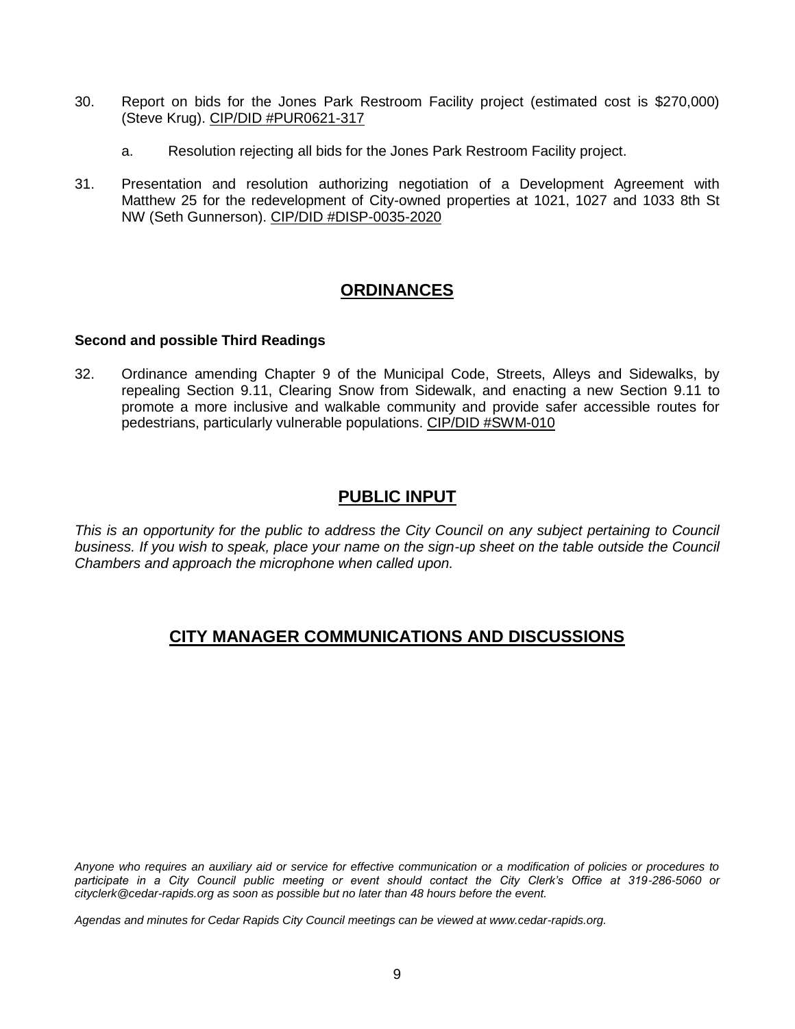30. Report on bids for the Jones Park Restroom Facility project (estimated cost is $270,000) (Steve Krug). CIP/DID #PUR0621-317

    a. Resolution rejecting all bids for the Jones Park Restroom Facility project.

31. Presentation and resolution authorizing negotiation of a Development Agreement with Matthew 25 for the redevelopment of City-owned properties at 1021, 1027 and 1033 8th St NW (Seth Gunnerson). CIP/DID #DISP-0035-2020

## ORDINANCES

**Second and possible Third Readings**

32. Ordinance amending Chapter 9 of the Municipal Code, Streets, Alleys and Sidewalks, by repealing Section 9.11, Clearing Snow from Sidewalk, and enacting a new Section 9.11 to promote a more inclusive and walkable community and provide safer accessible routes for pedestrians, particularly vulnerable populations. CIP/DID #SWM-010

## PUBLIC INPUT

*This is an opportunity for the public to address the City Council on any subject pertaining to Council business. If you wish to speak, place your name on the sign-up sheet on the table outside the Council Chambers and approach the microphone when called upon.*

## CITY MANAGER COMMUNICATIONS AND DISCUSSIONS

*Anyone who requires an auxiliary aid or service for effective communication or a modification of policies or procedures to participate in a City Council public meeting or event should contact the City Clerk's Office at 319-286-5060 or cityclerk@cedar-rapids.org as soon as possible but no later than 48 hours before the event.*

*Agendas and minutes for Cedar Rapids City Council meetings can be viewed at www.cedar-rapids.org.*